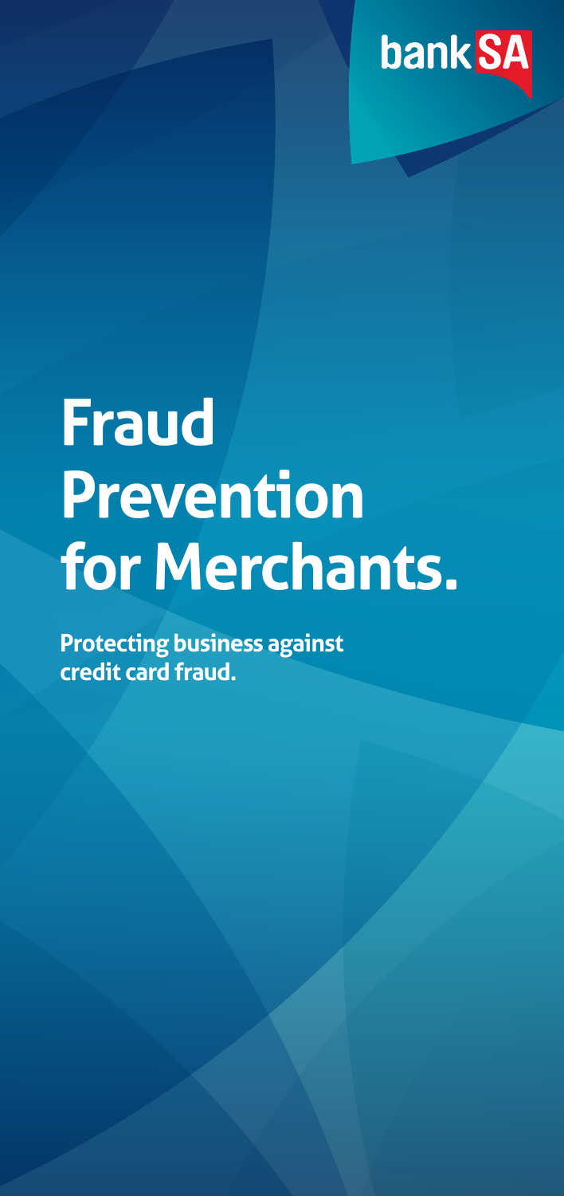bankSA

# Fraud Prevention for Merchants.

**Protecting business against credit card fraud.**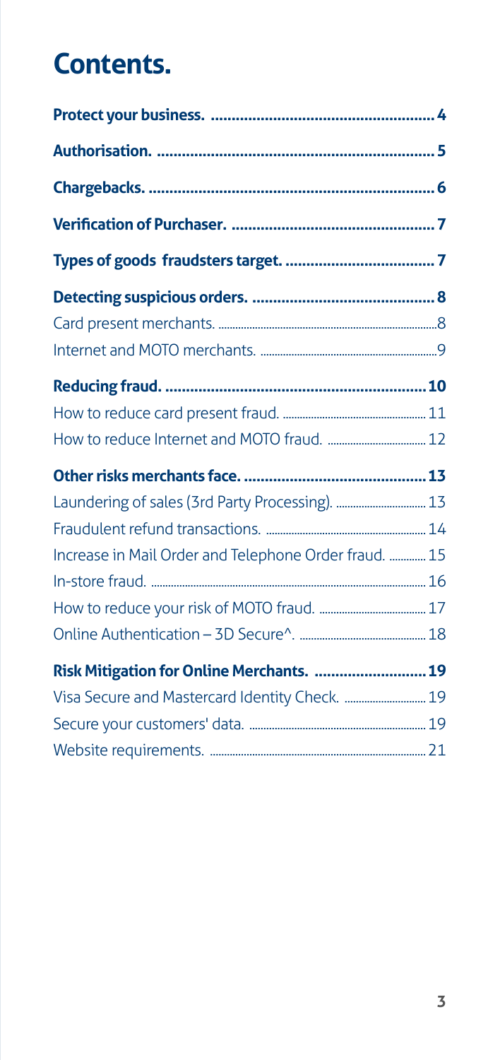# Contents.

**Protect your business. .................................................... 4**

**Authorisation. .................................................................. 5**

**Chargebacks. .................................................................... 6**

**Verification of Purchaser. ................................................ 7**

**Types of goods fraudsters target. .................................... 7**

**Detecting suspicious orders. ........................................... 8**

Card present merchants. ............................................................ 8

Internet and MOTO merchants. ................................................. 9

**Reducing fraud. .............................................................. 10**

How to reduce card present fraud. ........................................ 11

How to reduce Internet and MOTO fraud. ............................. 12

**Other risks merchants face. ........................................... 13**

Laundering of sales (3rd Party Processing). ........................ 13

Fraudulent refund transactions. ............................................. 14

Increase in Mail Order and Telephone Order fraud. ............ 15

In-store fraud. ............................................................................ 16

How to reduce your risk of MOTO fraud. .............................. 17

Online Authentication – 3D Secure^. ...................................... 18

**Risk Mitigation for Online Merchants. .......................... 19**

Visa Secure and Mastercard Identity Check. ......................... 19

Secure your customers' data. ................................................... 19

Website requirements. .............................................................. 21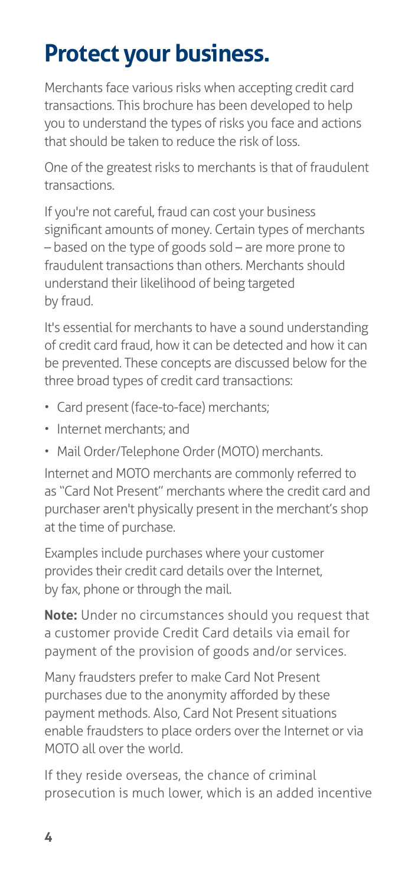# Protect your business.

Merchants face various risks when accepting credit card transactions. This brochure has been developed to help you to understand the types of risks you face and actions that should be taken to reduce the risk of loss.

One of the greatest risks to merchants is that of fraudulent transactions.

If you're not careful, fraud can cost your business significant amounts of money. Certain types of merchants – based on the type of goods sold – are more prone to fraudulent transactions than others. Merchants should understand their likelihood of being targeted by fraud.

It's essential for merchants to have a sound understanding of credit card fraud, how it can be detected and how it can be prevented. These concepts are discussed below for the three broad types of credit card transactions:

- Card present (face-to-face) merchants;
- Internet merchants; and
- Mail Order/Telephone Order (MOTO) merchants.

Internet and MOTO merchants are commonly referred to as "Card Not Present" merchants where the credit card and purchaser aren't physically present in the merchant's shop at the time of purchase.

Examples include purchases where your customer provides their credit card details over the Internet, by fax, phone or through the mail.

**Note:** Under no circumstances should you request that a customer provide Credit Card details via email for payment of the provision of goods and/or services.

Many fraudsters prefer to make Card Not Present purchases due to the anonymity afforded by these payment methods. Also, Card Not Present situations enable fraudsters to place orders over the Internet or via MOTO all over the world.

If they reside overseas, the chance of criminal prosecution is much lower, which is an added incentive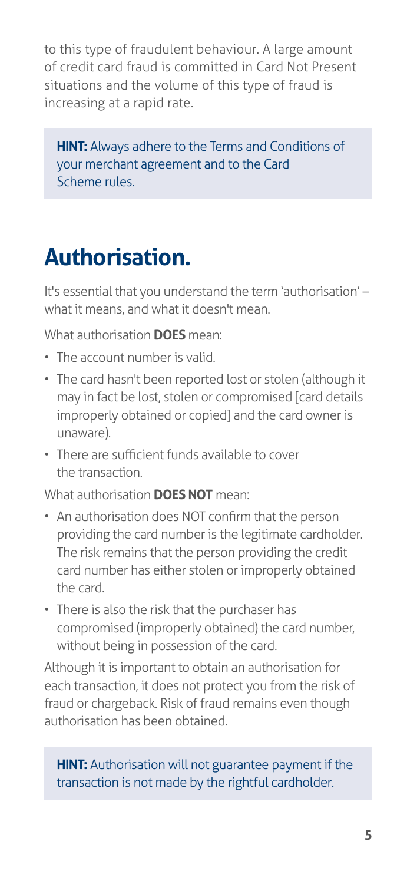to this type of fraudulent behaviour. A large amount of credit card fraud is committed in Card Not Present situations and the volume of this type of fraud is increasing at a rapid rate.

> **HINT:** Always adhere to the Terms and Conditions of your merchant agreement and to the Card Scheme rules.

# Authorisation.

It's essential that you understand the term 'authorisation' – what it means, and what it doesn't mean.

What authorisation **DOES** mean:

- The account number is valid.
- The card hasn't been reported lost or stolen (although it may in fact be lost, stolen or compromised [card details improperly obtained or copied] and the card owner is unaware).
- There are sufficient funds available to cover the transaction.

What authorisation **DOES NOT** mean:

- An authorisation does NOT confirm that the person providing the card number is the legitimate cardholder. The risk remains that the person providing the credit card number has either stolen or improperly obtained the card.
- There is also the risk that the purchaser has compromised (improperly obtained) the card number, without being in possession of the card.

Although it is important to obtain an authorisation for each transaction, it does not protect you from the risk of fraud or chargeback. Risk of fraud remains even though authorisation has been obtained.

> **HINT:** Authorisation will not guarantee payment if the transaction is not made by the rightful cardholder.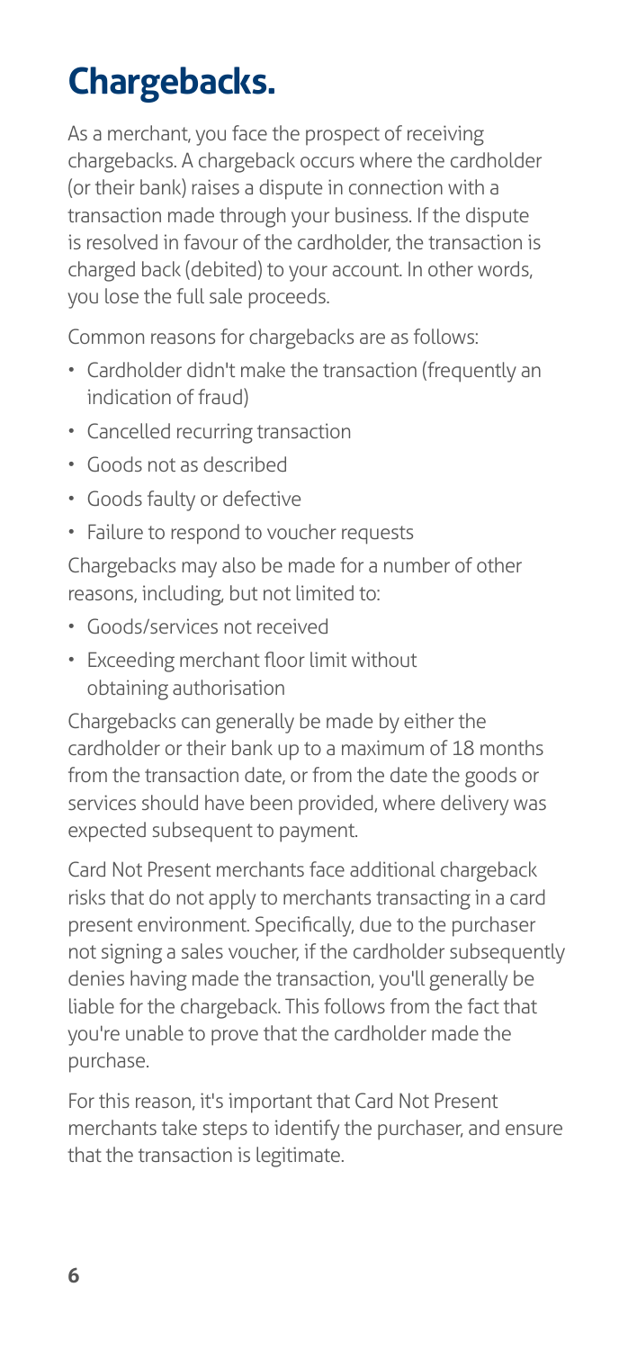# Chargebacks.

As a merchant, you face the prospect of receiving chargebacks. A chargeback occurs where the cardholder (or their bank) raises a dispute in connection with a transaction made through your business. If the dispute is resolved in favour of the cardholder, the transaction is charged back (debited) to your account. In other words, you lose the full sale proceeds.

Common reasons for chargebacks are as follows:

- Cardholder didn't make the transaction (frequently an indication of fraud)
- Cancelled recurring transaction
- Goods not as described
- Goods faulty or defective
- Failure to respond to voucher requests

Chargebacks may also be made for a number of other reasons, including, but not limited to:

- Goods/services not received
- Exceeding merchant floor limit without obtaining authorisation

Chargebacks can generally be made by either the cardholder or their bank up to a maximum of 18 months from the transaction date, or from the date the goods or services should have been provided, where delivery was expected subsequent to payment.

Card Not Present merchants face additional chargeback risks that do not apply to merchants transacting in a card present environment. Specifically, due to the purchaser not signing a sales voucher, if the cardholder subsequently denies having made the transaction, you'll generally be liable for the chargeback. This follows from the fact that you're unable to prove that the cardholder made the purchase.

For this reason, it's important that Card Not Present merchants take steps to identify the purchaser, and ensure that the transaction is legitimate.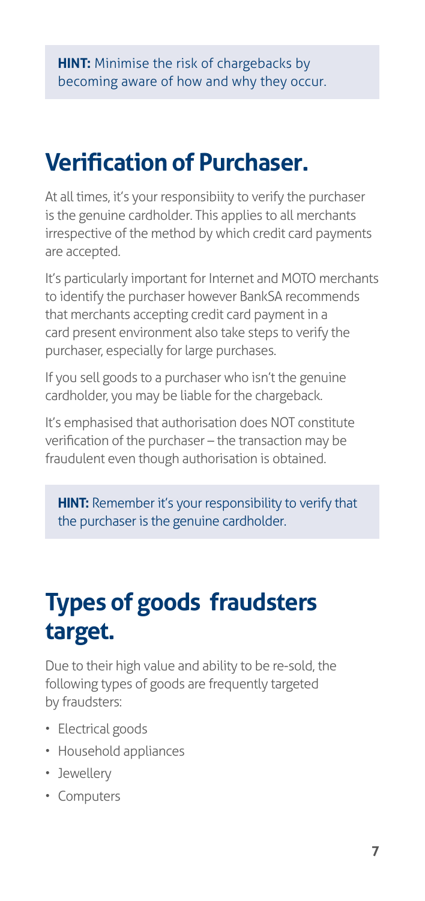**HINT:** Minimise the risk of chargebacks by becoming aware of how and why they occur.

## Verification of Purchaser.

At all times, it's your responsibiity to verify the purchaser is the genuine cardholder. This applies to all merchants irrespective of the method by which credit card payments are accepted.

It's particularly important for Internet and MOTO merchants to identify the purchaser however BankSA recommends that merchants accepting credit card payment in a card present environment also take steps to verify the purchaser, especially for large purchases.

If you sell goods to a purchaser who isn't the genuine cardholder, you may be liable for the chargeback.

It's emphasised that authorisation does NOT constitute verification of the purchaser – the transaction may be fraudulent even though authorisation is obtained.

**HINT:** Remember it's your responsibility to verify that the purchaser is the genuine cardholder.

## Types of goods fraudsters target.

Due to their high value and ability to be re-sold, the following types of goods are frequently targeted by fraudsters:

- Electrical goods
- Household appliances
- Jewellery
- Computers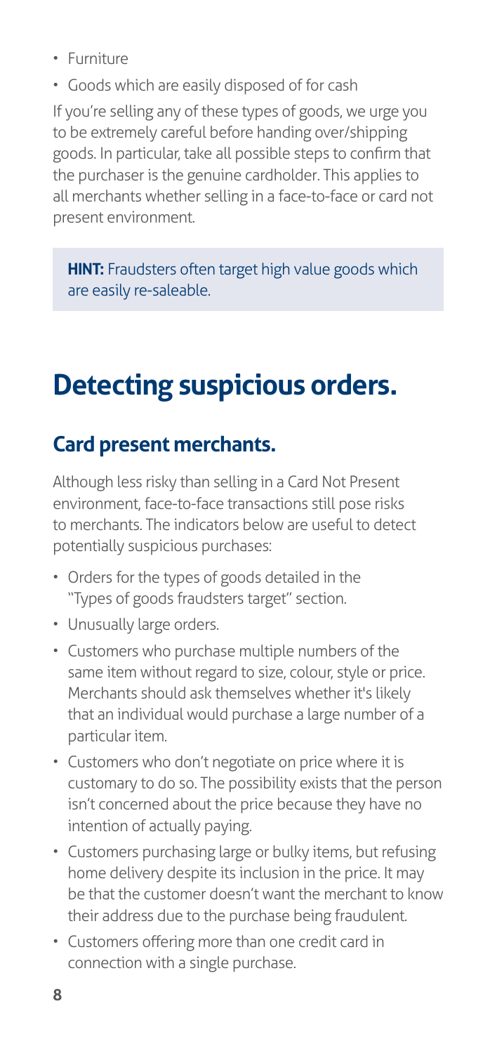- Furniture
- Goods which are easily disposed of for cash

If you're selling any of these types of goods, we urge you to be extremely careful before handing over/shipping goods. In particular, take all possible steps to confirm that the purchaser is the genuine cardholder. This applies to all merchants whether selling in a face-to-face or card not present environment.

> **HINT:** Fraudsters often target high value goods which are easily re-saleable.

# Detecting suspicious orders.

## Card present merchants.

Although less risky than selling in a Card Not Present environment, face-to-face transactions still pose risks to merchants. The indicators below are useful to detect potentially suspicious purchases:

- Orders for the types of goods detailed in the "Types of goods fraudsters target" section.
- Unusually large orders.
- Customers who purchase multiple numbers of the same item without regard to size, colour, style or price. Merchants should ask themselves whether it's likely that an individual would purchase a large number of a particular item.
- Customers who don't negotiate on price where it is customary to do so. The possibility exists that the person isn't concerned about the price because they have no intention of actually paying.
- Customers purchasing large or bulky items, but refusing home delivery despite its inclusion in the price. It may be that the customer doesn't want the merchant to know their address due to the purchase being fraudulent.
- Customers offering more than one credit card in connection with a single purchase.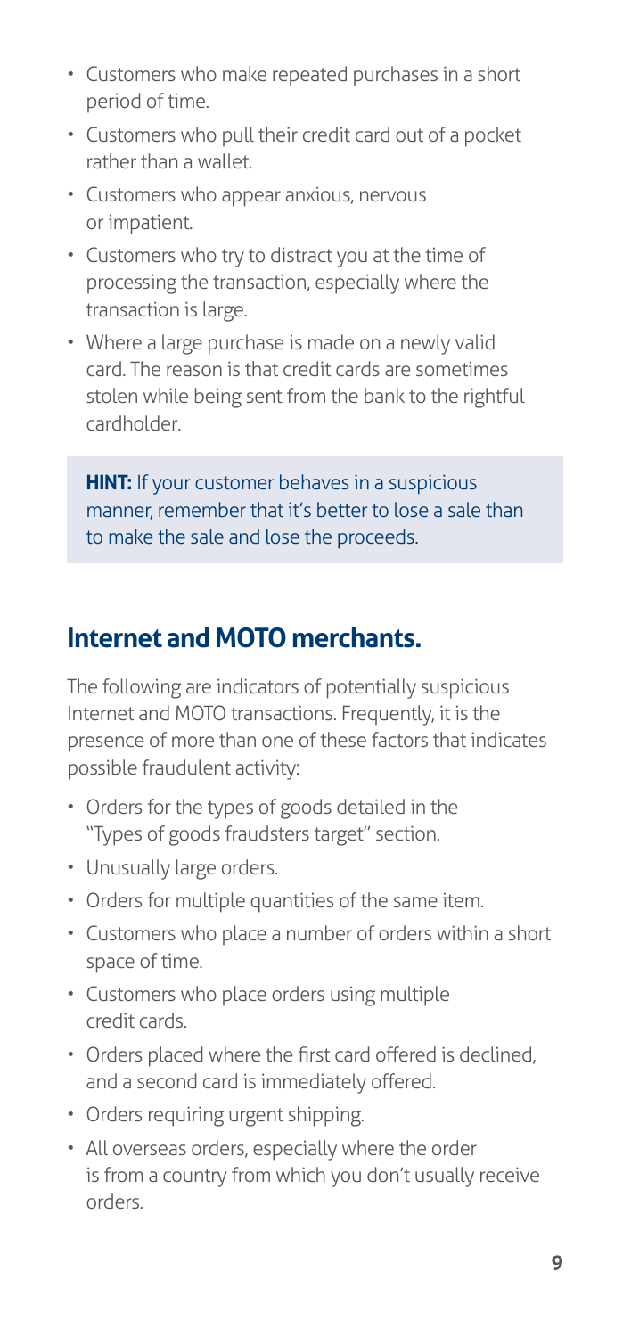- Customers who make repeated purchases in a short period of time.
- Customers who pull their credit card out of a pocket rather than a wallet.
- Customers who appear anxious, nervous or impatient.
- Customers who try to distract you at the time of processing the transaction, especially where the transaction is large.
- Where a large purchase is made on a newly valid card. The reason is that credit cards are sometimes stolen while being sent from the bank to the rightful cardholder.

> **HINT:** If your customer behaves in a suspicious manner, remember that it's better to lose a sale than to make the sale and lose the proceeds.

## Internet and MOTO merchants.

The following are indicators of potentially suspicious Internet and MOTO transactions. Frequently, it is the presence of more than one of these factors that indicates possible fraudulent activity:

- Orders for the types of goods detailed in the "Types of goods fraudsters target" section.
- Unusually large orders.
- Orders for multiple quantities of the same item.
- Customers who place a number of orders within a short space of time.
- Customers who place orders using multiple credit cards.
- Orders placed where the first card offered is declined, and a second card is immediately offered.
- Orders requiring urgent shipping.
- All overseas orders, especially where the order is from a country from which you don't usually receive orders.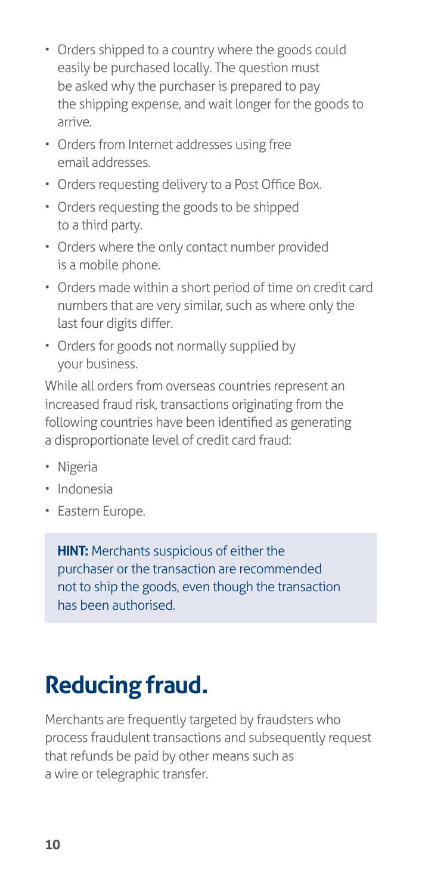- Orders shipped to a country where the goods could easily be purchased locally. The question must be asked why the purchaser is prepared to pay the shipping expense, and wait longer for the goods to arrive.
- Orders from Internet addresses using free email addresses.
- Orders requesting delivery to a Post Office Box.
- Orders requesting the goods to be shipped to a third party.
- Orders where the only contact number provided is a mobile phone.
- Orders made within a short period of time on credit card numbers that are very similar, such as where only the last four digits differ.
- Orders for goods not normally supplied by your business.

While all orders from overseas countries represent an increased fraud risk, transactions originating from the following countries have been identified as generating a disproportionate level of credit card fraud:

- Nigeria
- Indonesia
- Eastern Europe.

> **HINT:** Merchants suspicious of either the purchaser or the transaction are recommended not to ship the goods, even though the transaction has been authorised.

# Reducing fraud.

Merchants are frequently targeted by fraudsters who process fraudulent transactions and subsequently request that refunds be paid by other means such as a wire or telegraphic transfer.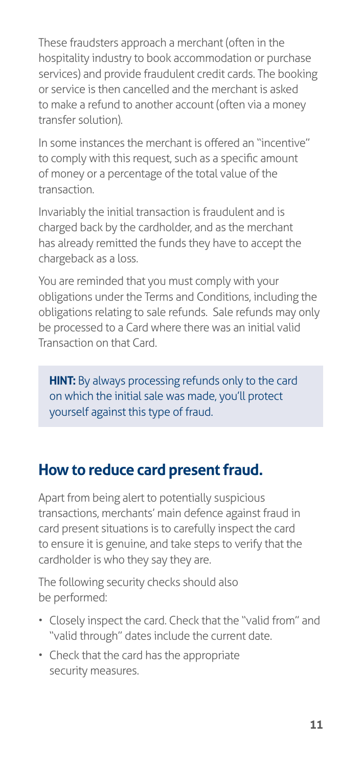These fraudsters approach a merchant (often in the hospitality industry to book accommodation or purchase services) and provide fraudulent credit cards. The booking or service is then cancelled and the merchant is asked to make a refund to another account (often via a money transfer solution).

In some instances the merchant is offered an "incentive" to comply with this request, such as a specific amount of money or a percentage of the total value of the transaction.

Invariably the initial transaction is fraudulent and is charged back by the cardholder, and as the merchant has already remitted the funds they have to accept the chargeback as a loss.

You are reminded that you must comply with your obligations under the Terms and Conditions, including the obligations relating to sale refunds. Sale refunds may only be processed to a Card where there was an initial valid Transaction on that Card.

> **HINT:** By always processing refunds only to the card on which the initial sale was made, you'll protect yourself against this type of fraud.

## How to reduce card present fraud.

Apart from being alert to potentially suspicious transactions, merchants' main defence against fraud in card present situations is to carefully inspect the card to ensure it is genuine, and take steps to verify that the cardholder is who they say they are.

The following security checks should also be performed:

- Closely inspect the card. Check that the "valid from" and "valid through" dates include the current date.
- Check that the card has the appropriate security measures.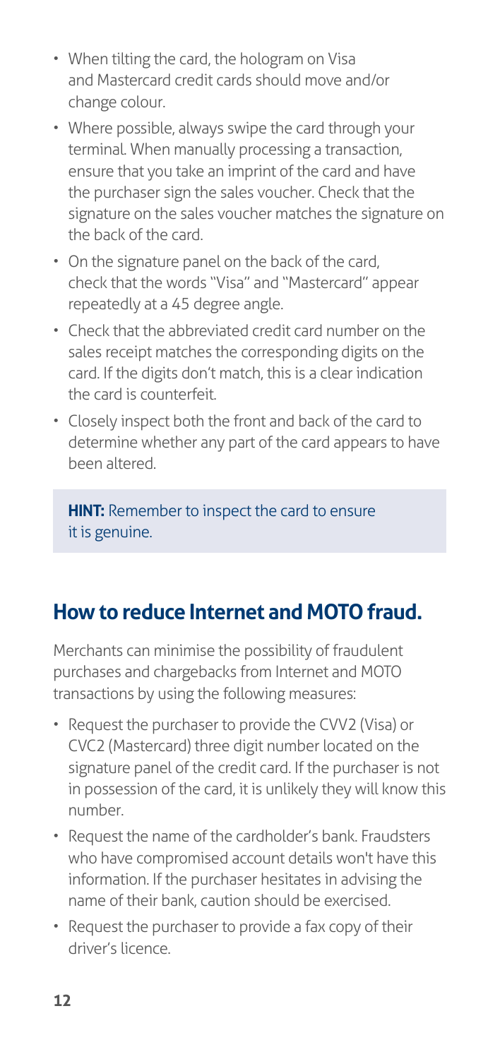- When tilting the card, the hologram on Visa and Mastercard credit cards should move and/or change colour.
- Where possible, always swipe the card through your terminal. When manually processing a transaction, ensure that you take an imprint of the card and have the purchaser sign the sales voucher. Check that the signature on the sales voucher matches the signature on the back of the card.
- On the signature panel on the back of the card, check that the words "Visa" and "Mastercard" appear repeatedly at a 45 degree angle.
- Check that the abbreviated credit card number on the sales receipt matches the corresponding digits on the card. If the digits don't match, this is a clear indication the card is counterfeit.
- Closely inspect both the front and back of the card to determine whether any part of the card appears to have been altered.

**HINT:** Remember to inspect the card to ensure it is genuine.

## How to reduce Internet and MOTO fraud.

Merchants can minimise the possibility of fraudulent purchases and chargebacks from Internet and MOTO transactions by using the following measures:

- Request the purchaser to provide the CVV2 (Visa) or CVC2 (Mastercard) three digit number located on the signature panel of the credit card. If the purchaser is not in possession of the card, it is unlikely they will know this number.
- Request the name of the cardholder's bank. Fraudsters who have compromised account details won't have this information. If the purchaser hesitates in advising the name of their bank, caution should be exercised.
- Request the purchaser to provide a fax copy of their driver's licence.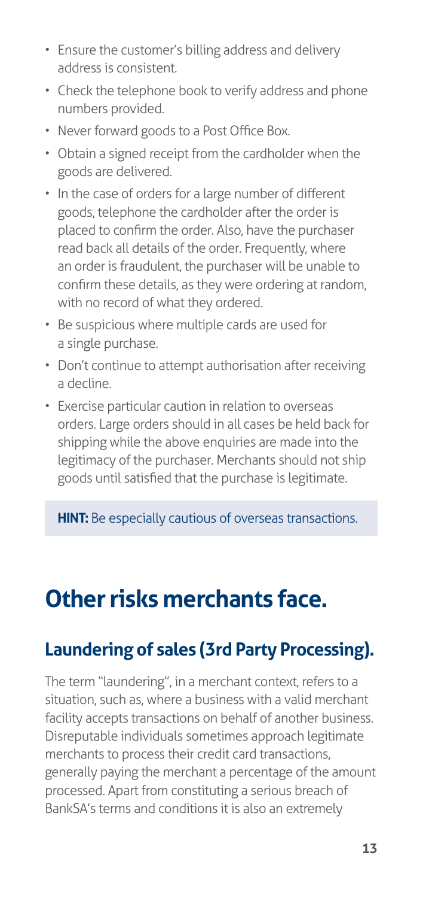- Ensure the customer's billing address and delivery address is consistent.
- Check the telephone book to verify address and phone numbers provided.
- Never forward goods to a Post Office Box.
- Obtain a signed receipt from the cardholder when the goods are delivered.
- In the case of orders for a large number of different goods, telephone the cardholder after the order is placed to confirm the order. Also, have the purchaser read back all details of the order. Frequently, where an order is fraudulent, the purchaser will be unable to confirm these details, as they were ordering at random, with no record of what they ordered.
- Be suspicious where multiple cards are used for a single purchase.
- Don't continue to attempt authorisation after receiving a decline.
- Exercise particular caution in relation to overseas orders. Large orders should in all cases be held back for shipping while the above enquiries are made into the legitimacy of the purchaser. Merchants should not ship goods until satisfied that the purchase is legitimate.

**HINT:** Be especially cautious of overseas transactions.

# Other risks merchants face.

## Laundering of sales (3rd Party Processing).

The term "laundering", in a merchant context, refers to a situation, such as, where a business with a valid merchant facility accepts transactions on behalf of another business. Disreputable individuals sometimes approach legitimate merchants to process their credit card transactions, generally paying the merchant a percentage of the amount processed. Apart from constituting a serious breach of BankSA's terms and conditions it is also an extremely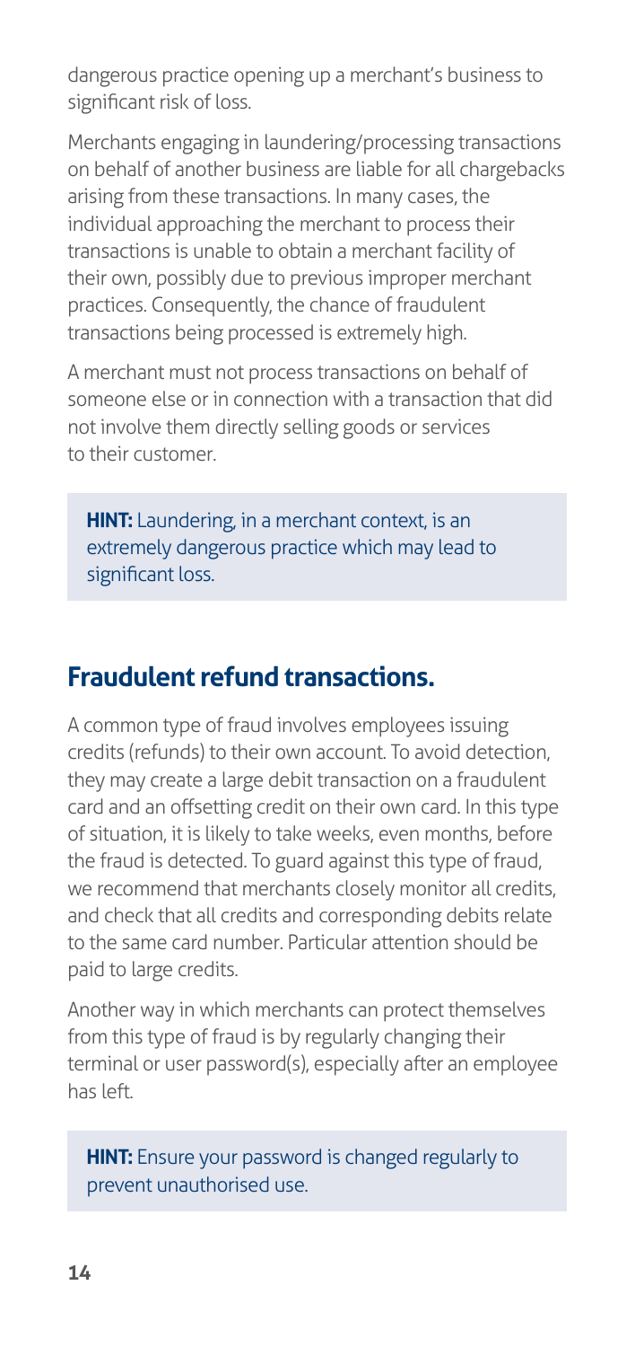dangerous practice opening up a merchant's business to significant risk of loss.

Merchants engaging in laundering/processing transactions on behalf of another business are liable for all chargebacks arising from these transactions. In many cases, the individual approaching the merchant to process their transactions is unable to obtain a merchant facility of their own, possibly due to previous improper merchant practices. Consequently, the chance of fraudulent transactions being processed is extremely high.

A merchant must not process transactions on behalf of someone else or in connection with a transaction that did not involve them directly selling goods or services to their customer.

> **HINT:** Laundering, in a merchant context, is an extremely dangerous practice which may lead to significant loss.

## Fraudulent refund transactions.

A common type of fraud involves employees issuing credits (refunds) to their own account. To avoid detection, they may create a large debit transaction on a fraudulent card and an offsetting credit on their own card. In this type of situation, it is likely to take weeks, even months, before the fraud is detected. To guard against this type of fraud, we recommend that merchants closely monitor all credits, and check that all credits and corresponding debits relate to the same card number. Particular attention should be paid to large credits.

Another way in which merchants can protect themselves from this type of fraud is by regularly changing their terminal or user password(s), especially after an employee has left.

> **HINT:** Ensure your password is changed regularly to prevent unauthorised use.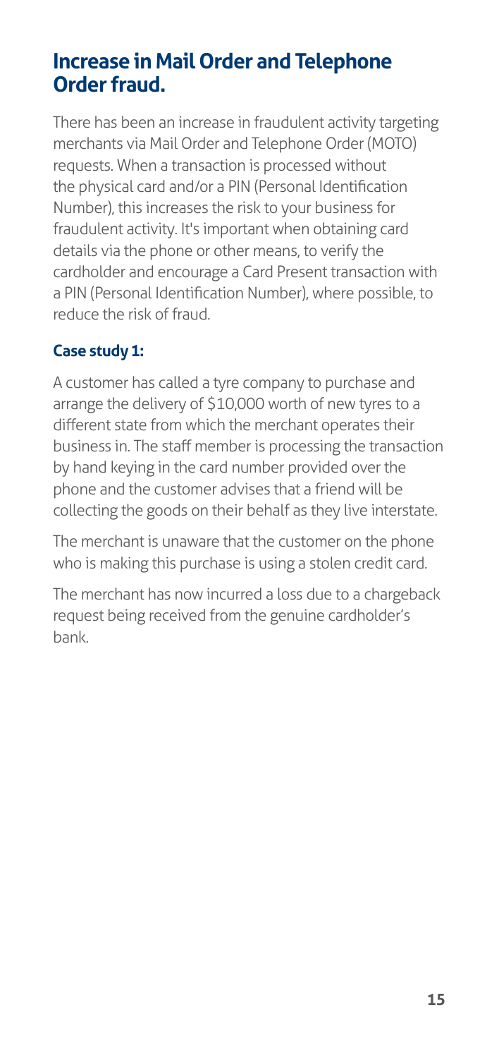## Increase in Mail Order and Telephone Order fraud.

There has been an increase in fraudulent activity targeting merchants via Mail Order and Telephone Order (MOTO) requests. When a transaction is processed without the physical card and/or a PIN (Personal Identification Number), this increases the risk to your business for fraudulent activity. It's important when obtaining card details via the phone or other means, to verify the cardholder and encourage a Card Present transaction with a PIN (Personal Identification Number), where possible, to reduce the risk of fraud.

### Case study 1:

A customer has called a tyre company to purchase and arrange the delivery of $10,000 worth of new tyres to a different state from which the merchant operates their business in. The staff member is processing the transaction by hand keying in the card number provided over the phone and the customer advises that a friend will be collecting the goods on their behalf as they live interstate.

The merchant is unaware that the customer on the phone who is making this purchase is using a stolen credit card.

The merchant has now incurred a loss due to a chargeback request being received from the genuine cardholder's bank.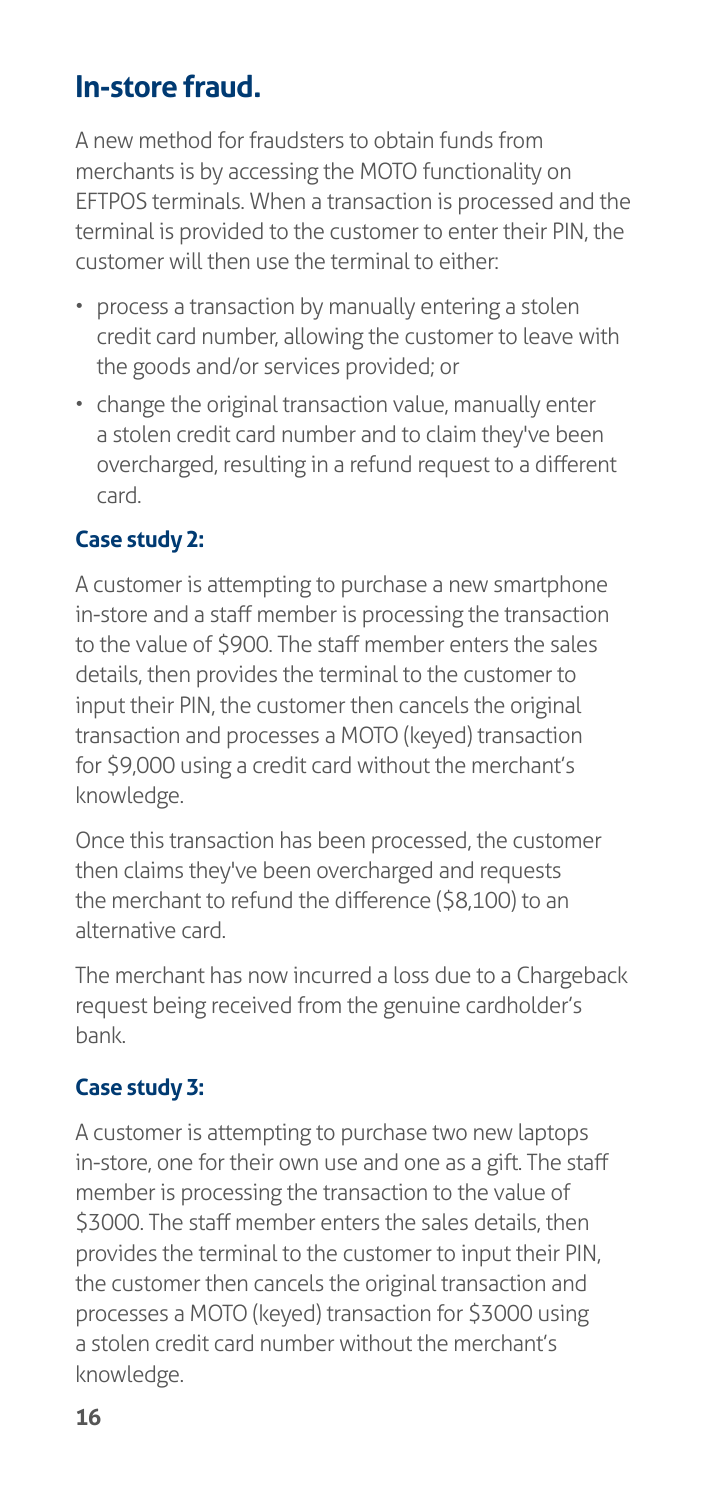## In-store fraud.

A new method for fraudsters to obtain funds from merchants is by accessing the MOTO functionality on EFTPOS terminals. When a transaction is processed and the terminal is provided to the customer to enter their PIN, the customer will then use the terminal to either:

- process a transaction by manually entering a stolen credit card number, allowing the customer to leave with the goods and/or services provided; or
- change the original transaction value, manually enter a stolen credit card number and to claim they've been overcharged, resulting in a refund request to a different card.

### Case study 2:

A customer is attempting to purchase a new smartphone in-store and a staff member is processing the transaction to the value of $900. The staff member enters the sales details, then provides the terminal to the customer to input their PIN, the customer then cancels the original transaction and processes a MOTO (keyed) transaction for $9,000 using a credit card without the merchant's knowledge.

Once this transaction has been processed, the customer then claims they've been overcharged and requests the merchant to refund the difference ($8,100) to an alternative card.

The merchant has now incurred a loss due to a Chargeback request being received from the genuine cardholder's bank.

### Case study 3:

A customer is attempting to purchase two new laptops in-store, one for their own use and one as a gift. The staff member is processing the transaction to the value of $3000. The staff member enters the sales details, then provides the terminal to the customer to input their PIN, the customer then cancels the original transaction and processes a MOTO (keyed) transaction for $3000 using a stolen credit card number without the merchant's knowledge.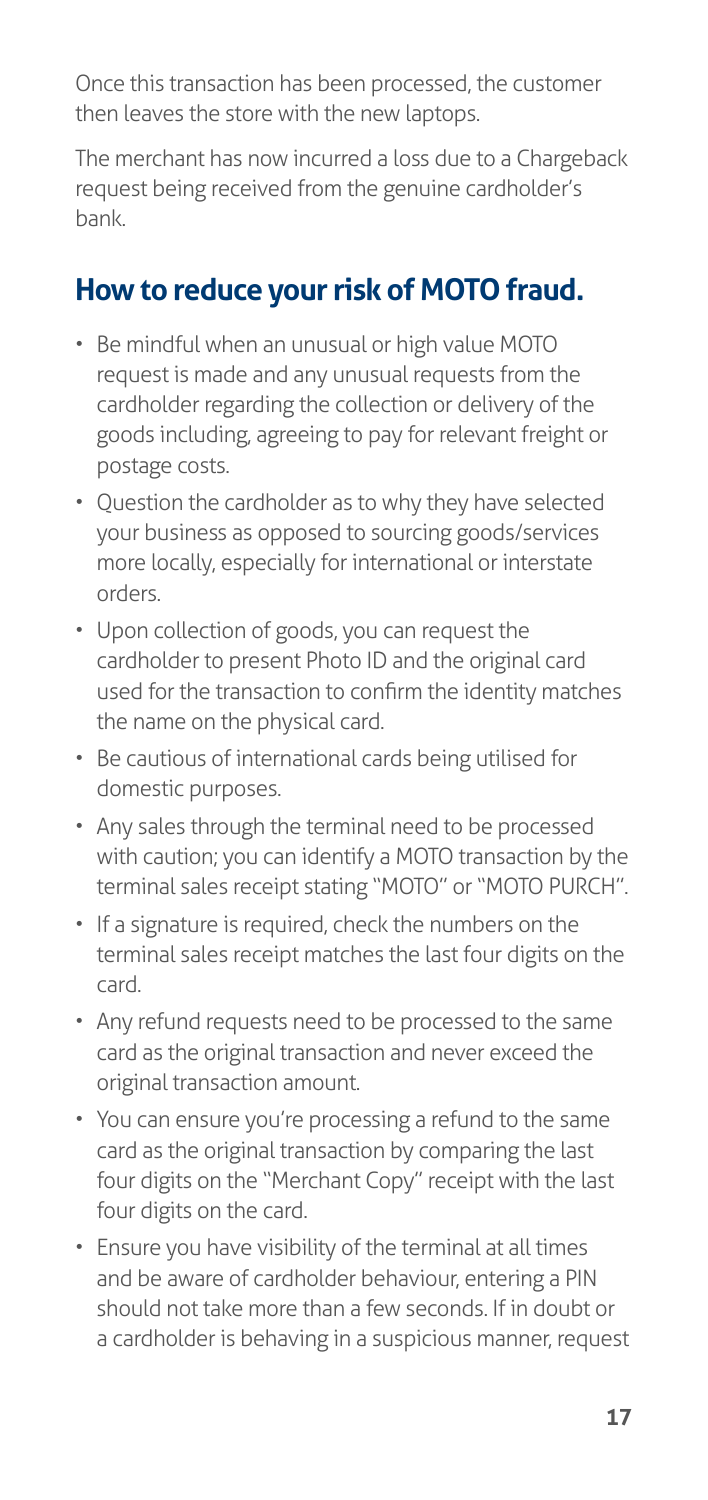Once this transaction has been processed, the customer then leaves the store with the new laptops.

The merchant has now incurred a loss due to a Chargeback request being received from the genuine cardholder's bank.

## How to reduce your risk of MOTO fraud.

- Be mindful when an unusual or high value MOTO request is made and any unusual requests from the cardholder regarding the collection or delivery of the goods including, agreeing to pay for relevant freight or postage costs.
- Question the cardholder as to why they have selected your business as opposed to sourcing goods/services more locally, especially for international or interstate orders.
- Upon collection of goods, you can request the cardholder to present Photo ID and the original card used for the transaction to confirm the identity matches the name on the physical card.
- Be cautious of international cards being utilised for domestic purposes.
- Any sales through the terminal need to be processed with caution; you can identify a MOTO transaction by the terminal sales receipt stating "MOTO" or "MOTO PURCH".
- If a signature is required, check the numbers on the terminal sales receipt matches the last four digits on the card.
- Any refund requests need to be processed to the same card as the original transaction and never exceed the original transaction amount.
- You can ensure you're processing a refund to the same card as the original transaction by comparing the last four digits on the "Merchant Copy" receipt with the last four digits on the card.
- Ensure you have visibility of the terminal at all times and be aware of cardholder behaviour, entering a PIN should not take more than a few seconds. If in doubt or a cardholder is behaving in a suspicious manner, request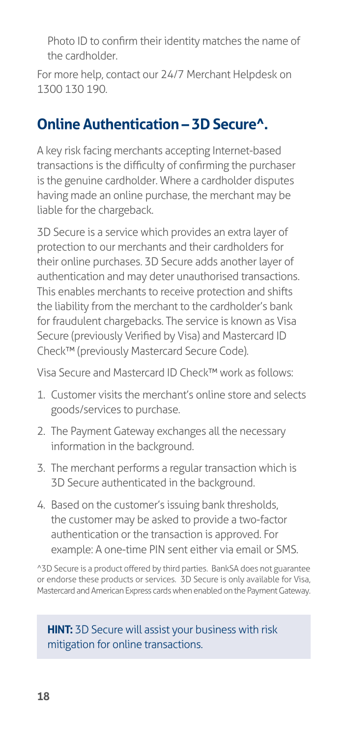Photo ID to confirm their identity matches the name of the cardholder.

For more help, contact our 24/7 Merchant Helpdesk on 1300 130 190.

## Online Authentication – 3D Secure^.

A key risk facing merchants accepting Internet-based transactions is the difficulty of confirming the purchaser is the genuine cardholder. Where a cardholder disputes having made an online purchase, the merchant may be liable for the chargeback.

3D Secure is a service which provides an extra layer of protection to our merchants and their cardholders for their online purchases. 3D Secure adds another layer of authentication and may deter unauthorised transactions. This enables merchants to receive protection and shifts the liability from the merchant to the cardholder's bank for fraudulent chargebacks. The service is known as Visa Secure (previously Verified by Visa) and Mastercard ID Check™ (previously Mastercard Secure Code).

Visa Secure and Mastercard ID Check™ work as follows:

1. Customer visits the merchant's online store and selects goods/services to purchase.
2. The Payment Gateway exchanges all the necessary information in the background.
3. The merchant performs a regular transaction which is 3D Secure authenticated in the background.
4. Based on the customer's issuing bank thresholds, the customer may be asked to provide a two-factor authentication or the transaction is approved. For example: A one-time PIN sent either via email or SMS.

^3D Secure is a product offered by third parties. BankSA does not guarantee or endorse these products or services. 3D Secure is only available for Visa, Mastercard and American Express cards when enabled on the Payment Gateway.

**HINT:** 3D Secure will assist your business with risk mitigation for online transactions.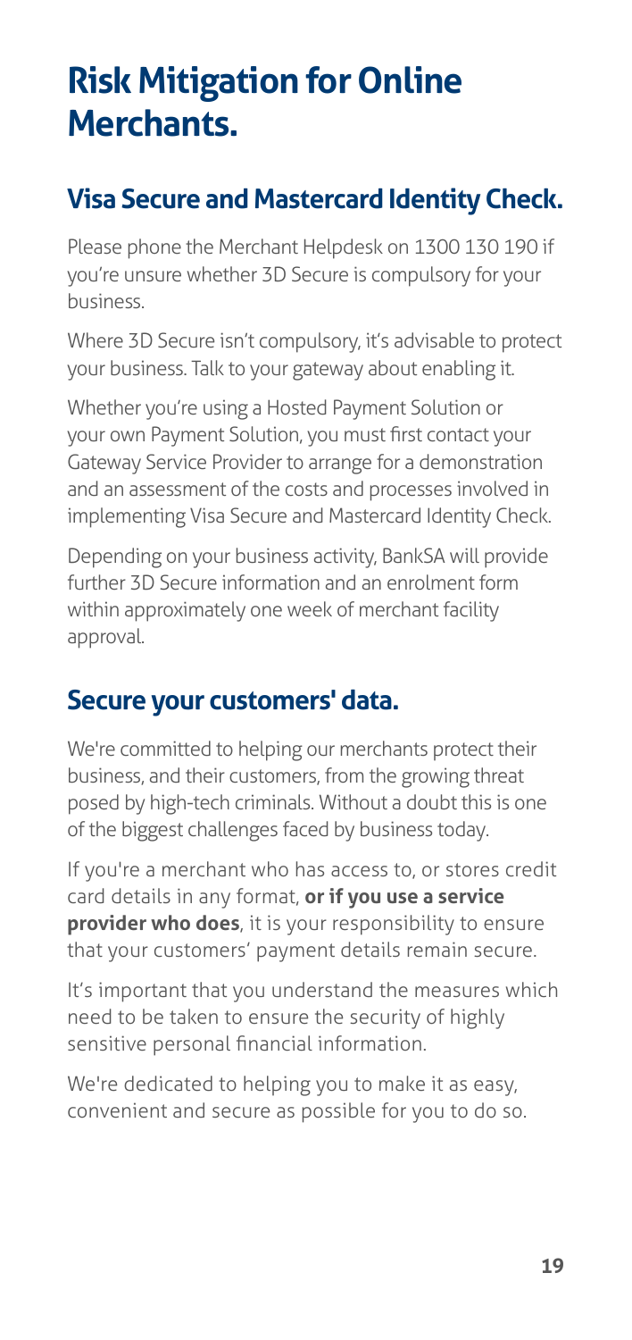# Risk Mitigation for Online Merchants.

## Visa Secure and Mastercard Identity Check.

Please phone the Merchant Helpdesk on 1300 130 190 if you're unsure whether 3D Secure is compulsory for your business.

Where 3D Secure isn't compulsory, it's advisable to protect your business. Talk to your gateway about enabling it.

Whether you're using a Hosted Payment Solution or your own Payment Solution, you must first contact your Gateway Service Provider to arrange for a demonstration and an assessment of the costs and processes involved in implementing Visa Secure and Mastercard Identity Check.

Depending on your business activity, BankSA will provide further 3D Secure information and an enrolment form within approximately one week of merchant facility approval.

## Secure your customers' data.

We're committed to helping our merchants protect their business, and their customers, from the growing threat posed by high-tech criminals. Without a doubt this is one of the biggest challenges faced by business today.

If you're a merchant who has access to, or stores credit card details in any format, **or if you use a service provider who does**, it is your responsibility to ensure that your customers' payment details remain secure.

It's important that you understand the measures which need to be taken to ensure the security of highly sensitive personal financial information.

We're dedicated to helping you to make it as easy, convenient and secure as possible for you to do so.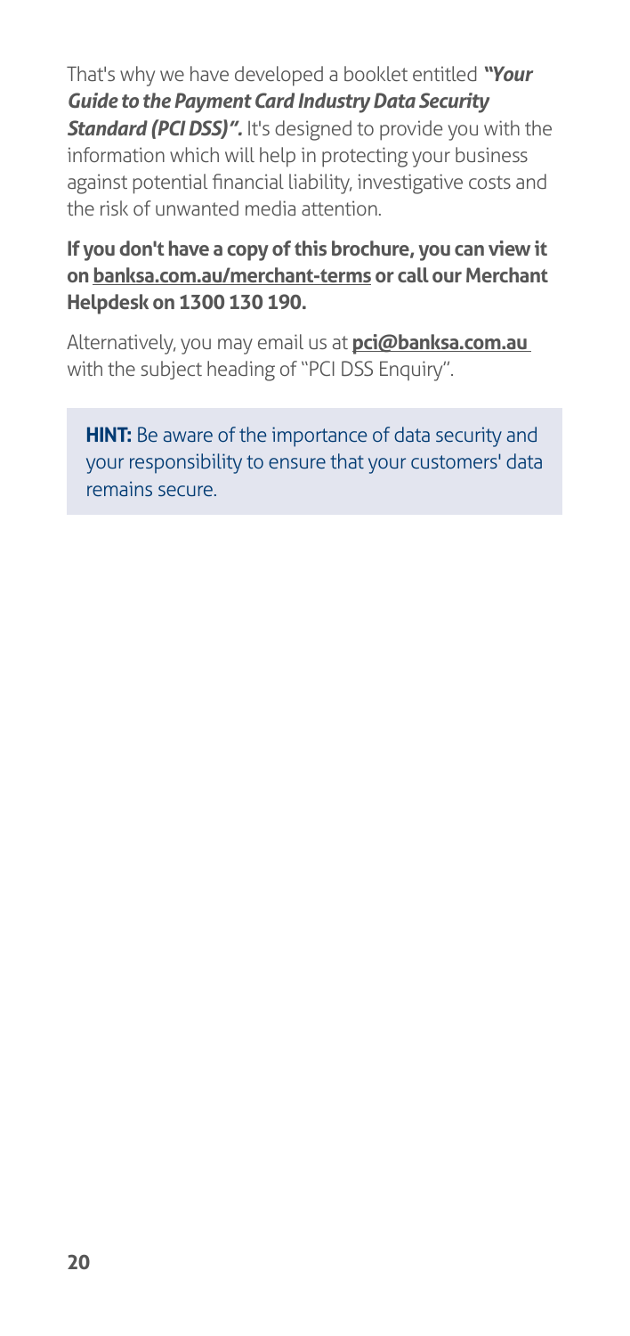That's why we have developed a booklet entitled ***"Your Guide to the Payment Card Industry Data Security Standard (PCI DSS)".*** It's designed to provide you with the information which will help in protecting your business against potential financial liability, investigative costs and the risk of unwanted media attention.

**If you don't have a copy of this brochure, you can view it on banksa.com.au/merchant-terms or call our Merchant Helpdesk on 1300 130 190.**

Alternatively, you may email us at **pci@banksa.com.au** with the subject heading of "PCI DSS Enquiry".

> **HINT:** Be aware of the importance of data security and your responsibility to ensure that your customers' data remains secure.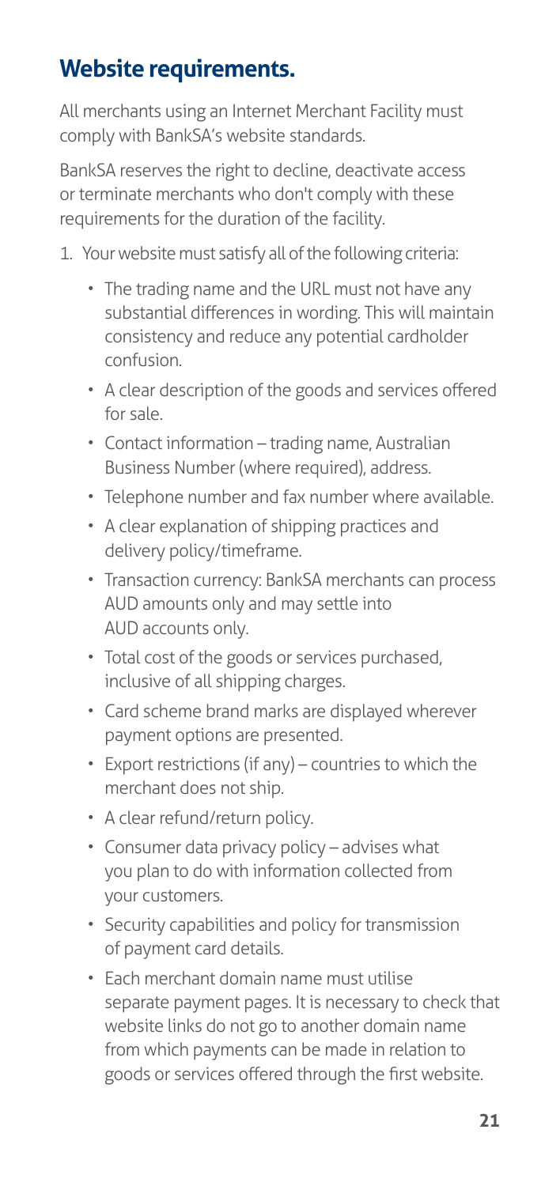## Website requirements.

All merchants using an Internet Merchant Facility must comply with BankSA's website standards.

BankSA reserves the right to decline, deactivate access or terminate merchants who don't comply with these requirements for the duration of the facility.

1. Your website must satisfy all of the following criteria:
   - The trading name and the URL must not have any substantial differences in wording. This will maintain consistency and reduce any potential cardholder confusion.
   - A clear description of the goods and services offered for sale.
   - Contact information – trading name, Australian Business Number (where required), address.
   - Telephone number and fax number where available.
   - A clear explanation of shipping practices and delivery policy/timeframe.
   - Transaction currency: BankSA merchants can process AUD amounts only and may settle into AUD accounts only.
   - Total cost of the goods or services purchased, inclusive of all shipping charges.
   - Card scheme brand marks are displayed wherever payment options are presented.
   - Export restrictions (if any) – countries to which the merchant does not ship.
   - A clear refund/return policy.
   - Consumer data privacy policy – advises what you plan to do with information collected from your customers.
   - Security capabilities and policy for transmission of payment card details.
   - Each merchant domain name must utilise separate payment pages. It is necessary to check that website links do not go to another domain name from which payments can be made in relation to goods or services offered through the first website.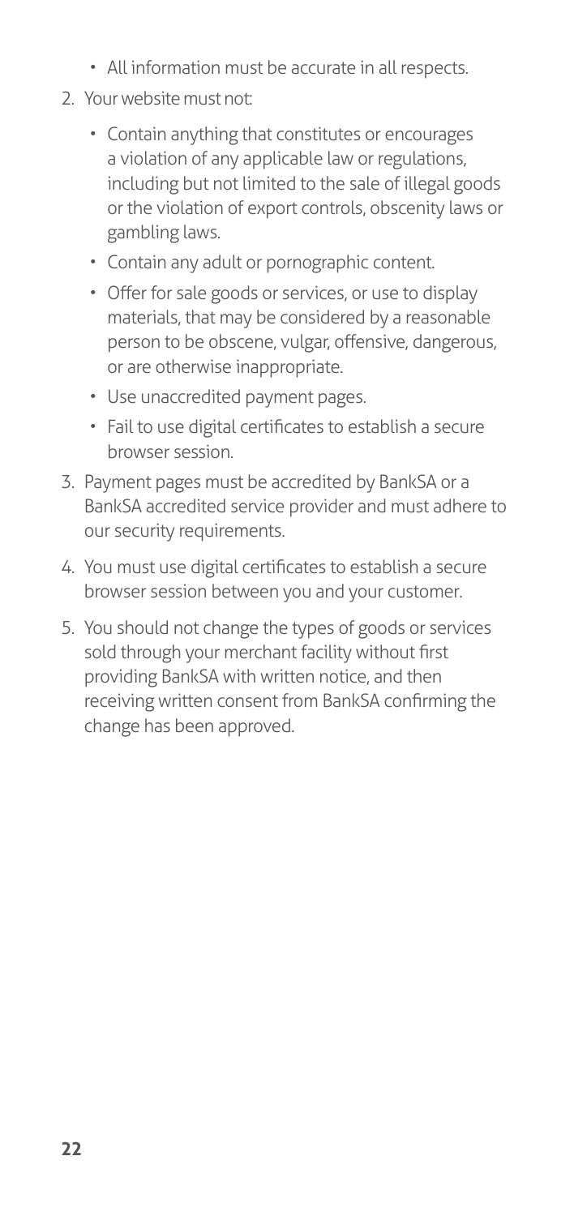- All information must be accurate in all respects.

2. Your website must not:
   - Contain anything that constitutes or encourages a violation of any applicable law or regulations, including but not limited to the sale of illegal goods or the violation of export controls, obscenity laws or gambling laws.
   - Contain any adult or pornographic content.
   - Offer for sale goods or services, or use to display materials, that may be considered by a reasonable person to be obscene, vulgar, offensive, dangerous, or are otherwise inappropriate.
   - Use unaccredited payment pages.
   - Fail to use digital certificates to establish a secure browser session.
3. Payment pages must be accredited by BankSA or a BankSA accredited service provider and must adhere to our security requirements.
4. You must use digital certificates to establish a secure browser session between you and your customer.
5. You should not change the types of goods or services sold through your merchant facility without first providing BankSA with written notice, and then receiving written consent from BankSA confirming the change has been approved.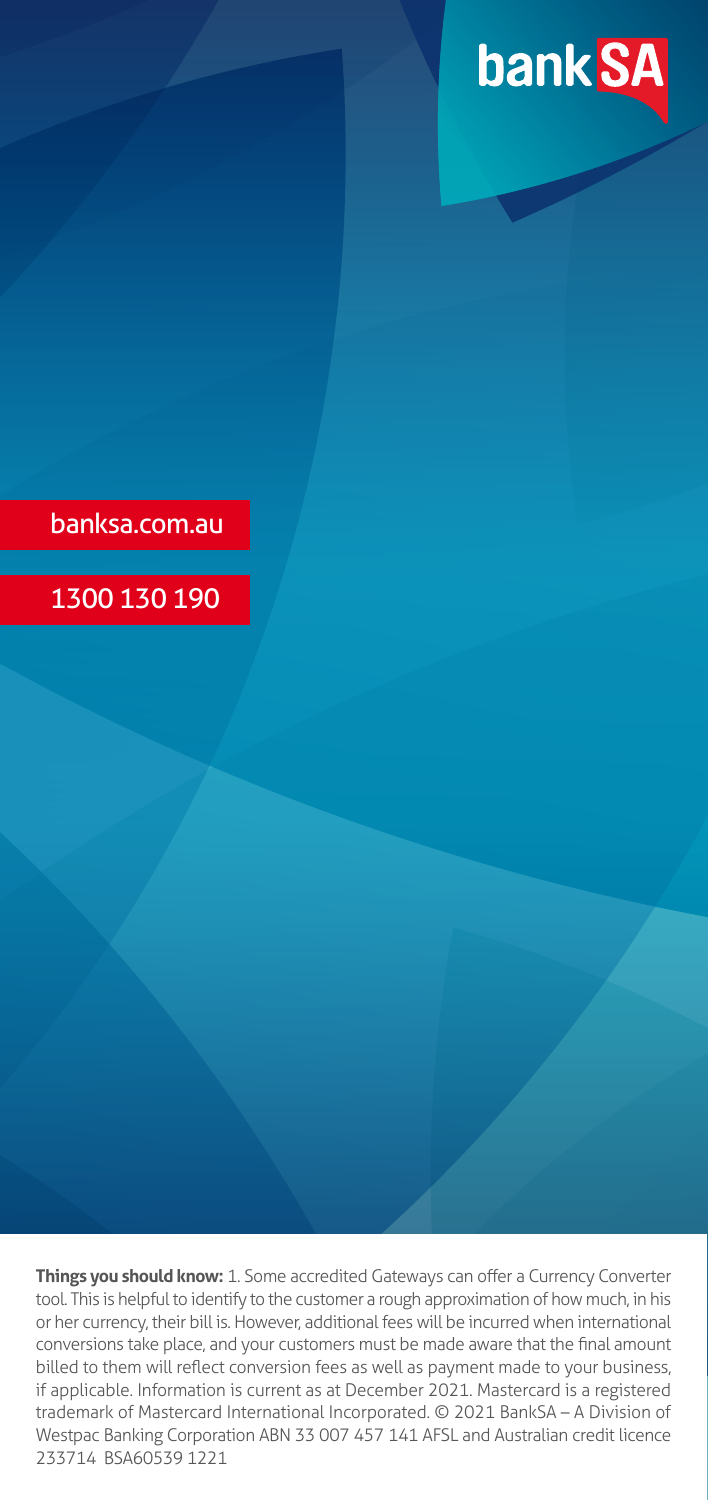bankSA

banksa.com.au

1300 130 190

**Things you should know:** 1. Some accredited Gateways can offer a Currency Converter tool. This is helpful to identify to the customer a rough approximation of how much, in his or her currency, their bill is. However, additional fees will be incurred when international conversions take place, and your customers must be made aware that the final amount billed to them will reflect conversion fees as well as payment made to your business, if applicable. Information is current as at December 2021. Mastercard is a registered trademark of Mastercard International Incorporated. © 2021 BankSA – A Division of Westpac Banking Corporation ABN 33 007 457 141 AFSL and Australian credit licence 233714 BSA60539 1221